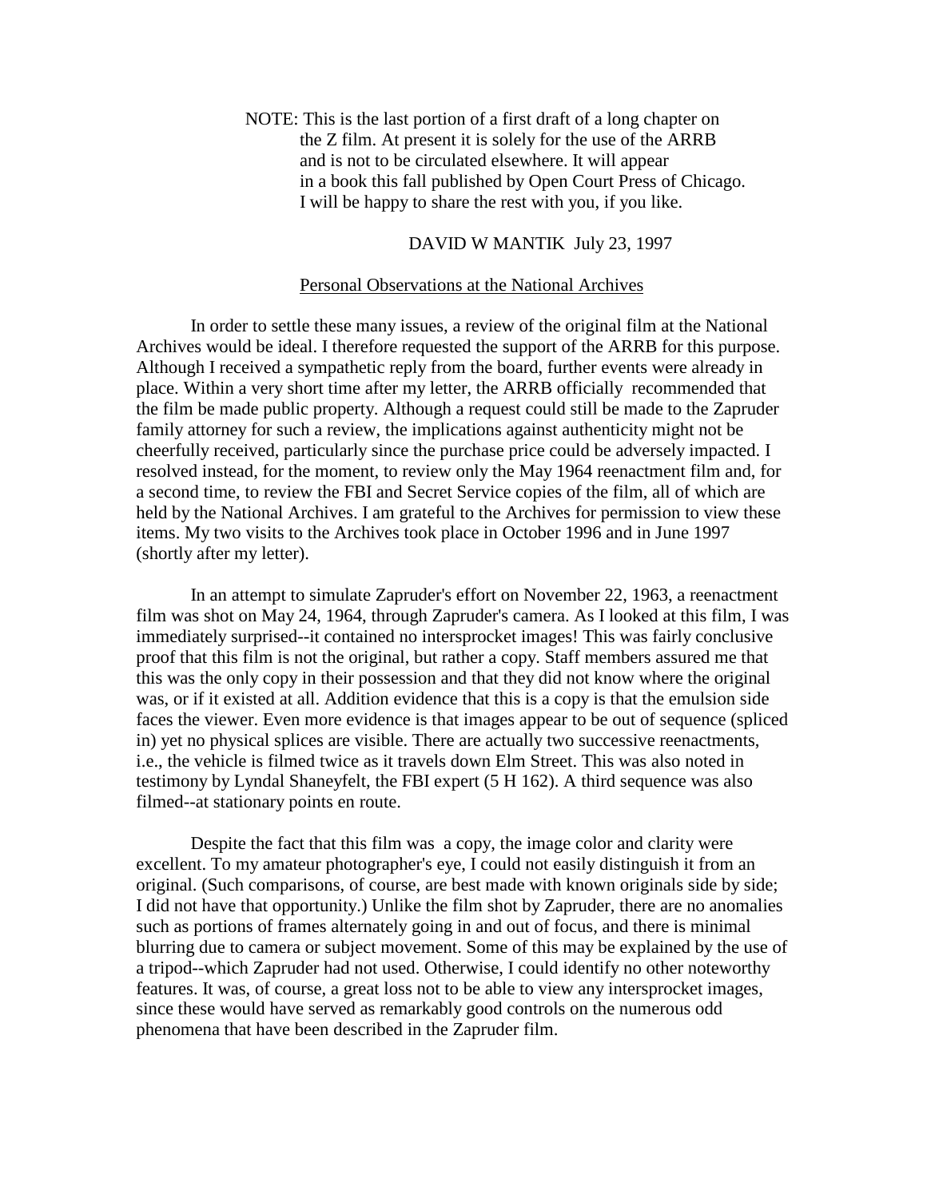NOTE: This is the last portion of a first draft of a long chapter on the Z film. At present it is solely for the use of the ARRB and is not to be circulated elsewhere. It will appear in a book this fall published by Open Court Press of Chicago. I will be happy to share the rest with you, if you like.

DAVID W MANTIK July 23, 1997

## Personal Observations at the National Archives

In order to settle these many issues, a review of the original film at the National Archives would be ideal. I therefore requested the support of the ARRB for this purpose. Although I received a sympathetic reply from the board, further events were already in place. Within a very short time after my letter, the ARRB officially recommended that the film be made public property. Although a request could still be made to the Zapruder family attorney for such a review, the implications against authenticity might not be cheerfully received, particularly since the purchase price could be adversely impacted. I resolved instead, for the moment, to review only the May 1964 reenactment film and, for a second time, to review the FBI and Secret Service copies of the film, all of which are held by the National Archives. I am grateful to the Archives for permission to view these items. My two visits to the Archives took place in October 1996 and in June 1997 (shortly after my letter).

In an attempt to simulate Zapruder's effort on November 22, 1963, a reenactment film was shot on May 24, 1964, through Zapruder's camera. As I looked at this film, I was immediately surprised--it contained no intersprocket images! This was fairly conclusive proof that this film is not the original, but rather a copy. Staff members assured me that this was the only copy in their possession and that they did not know where the original was, or if it existed at all. Addition evidence that this is a copy is that the emulsion side faces the viewer. Even more evidence is that images appear to be out of sequence (spliced in) yet no physical splices are visible. There are actually two successive reenactments, i.e., the vehicle is filmed twice as it travels down Elm Street. This was also noted in testimony by Lyndal Shaneyfelt, the FBI expert (5 H 162). A third sequence was also filmed--at stationary points en route.

Despite the fact that this film was a copy, the image color and clarity were excellent. To my amateur photographer's eye, I could not easily distinguish it from an original. (Such comparisons, of course, are best made with known originals side by side; I did not have that opportunity.) Unlike the film shot by Zapruder, there are no anomalies such as portions of frames alternately going in and out of focus, and there is minimal blurring due to camera or subject movement. Some of this may be explained by the use of a tripod--which Zapruder had not used. Otherwise, I could identify no other noteworthy features. It was, of course, a great loss not to be able to view any intersprocket images, since these would have served as remarkably good controls on the numerous odd phenomena that have been described in the Zapruder film.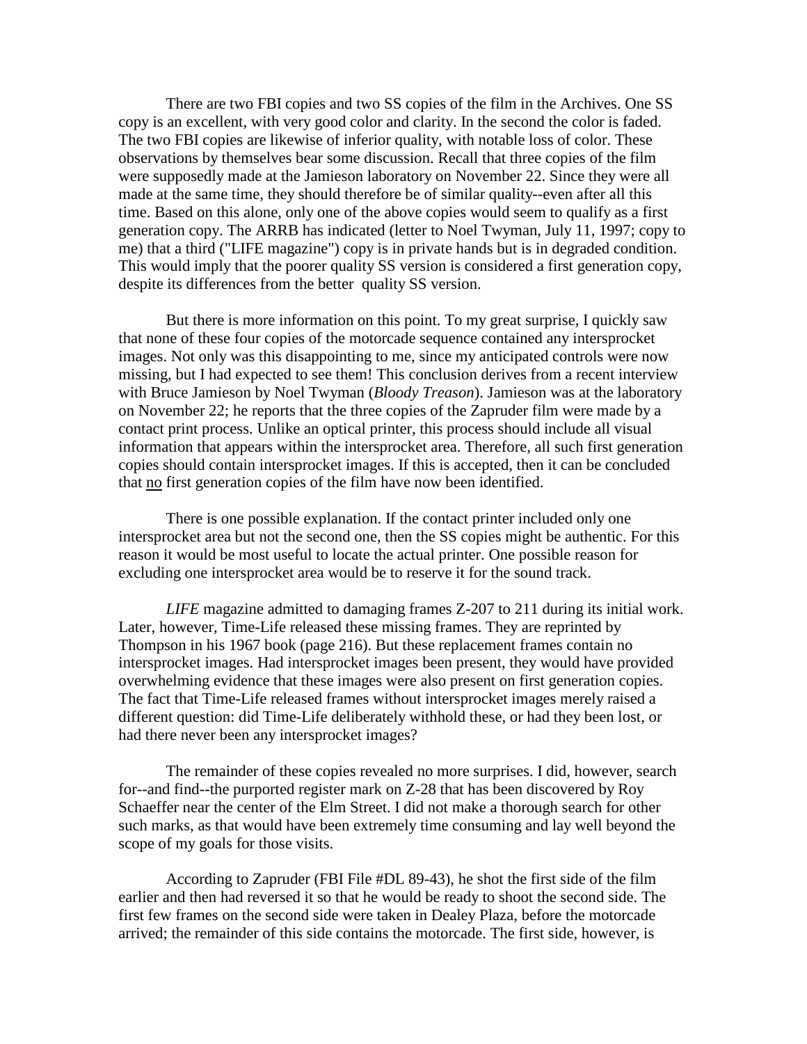There are two FBI copies and two SS copies of the film in the Archives. One SS copy is an excellent, with very good color and clarity. In the second the color is faded. The two FBI copies are likewise of inferior quality, with notable loss of color. These observations by themselves bear some discussion. Recall that three copies of the film were supposedly made at the Jamieson laboratory on November 22. Since they were all made at the same time, they should therefore be of similar quality--even after all this time. Based on this alone, only one of the above copies would seem to qualify as a first generation copy. The ARRB has indicated (letter to Noel Twyman, July 11, 1997; copy to me) that a third ("LIFE magazine") copy is in private hands but is in degraded condition. This would imply that the poorer quality SS version is considered a first generation copy, despite its differences from the better quality SS version.

But there is more information on this point. To my great surprise, I quickly saw that none of these four copies of the motorcade sequence contained any intersprocket images. Not only was this disappointing to me, since my anticipated controls were now missing, but I had expected to see them! This conclusion derives from a recent interview with Bruce Jamieson by Noel Twyman (*Bloody Treason*). Jamieson was at the laboratory on November 22; he reports that the three copies of the Zapruder film were made by a contact print process. Unlike an optical printer, this process should include all visual information that appears within the intersprocket area. Therefore, all such first generation copies should contain intersprocket images. If this is accepted, then it can be concluded that <u>no</u> first generation copies of the film have now been identified.

There is one possible explanation. If the contact printer included only one intersprocket area but not the second one, then the SS copies might be authentic. For this reason it would be most useful to locate the actual printer. One possible reason for excluding one intersprocket area would be to reserve it for the sound track.

*LIFE* magazine admitted to damaging frames Z-207 to 211 during its initial work. Later, however, Time-Life released these missing frames. They are reprinted by Thompson in his 1967 book (page 216). But these replacement frames contain no intersprocket images. Had intersprocket images been present, they would have provided overwhelming evidence that these images were also present on first generation copies. The fact that Time-Life released frames without intersprocket images merely raised a different question: did Time-Life deliberately withhold these, or had they been lost, or had there never been any intersprocket images?

The remainder of these copies revealed no more surprises. I did, however, search for--and find--the purported register mark on Z-28 that has been discovered by Roy Schaeffer near the center of the Elm Street. I did not make a thorough search for other such marks, as that would have been extremely time consuming and lay well beyond the scope of my goals for those visits.

According to Zapruder (FBI File #DL 89-43), he shot the first side of the film earlier and then had reversed it so that he would be ready to shoot the second side. The first few frames on the second side were taken in Dealey Plaza, before the motorcade arrived; the remainder of this side contains the motorcade. The first side, however, is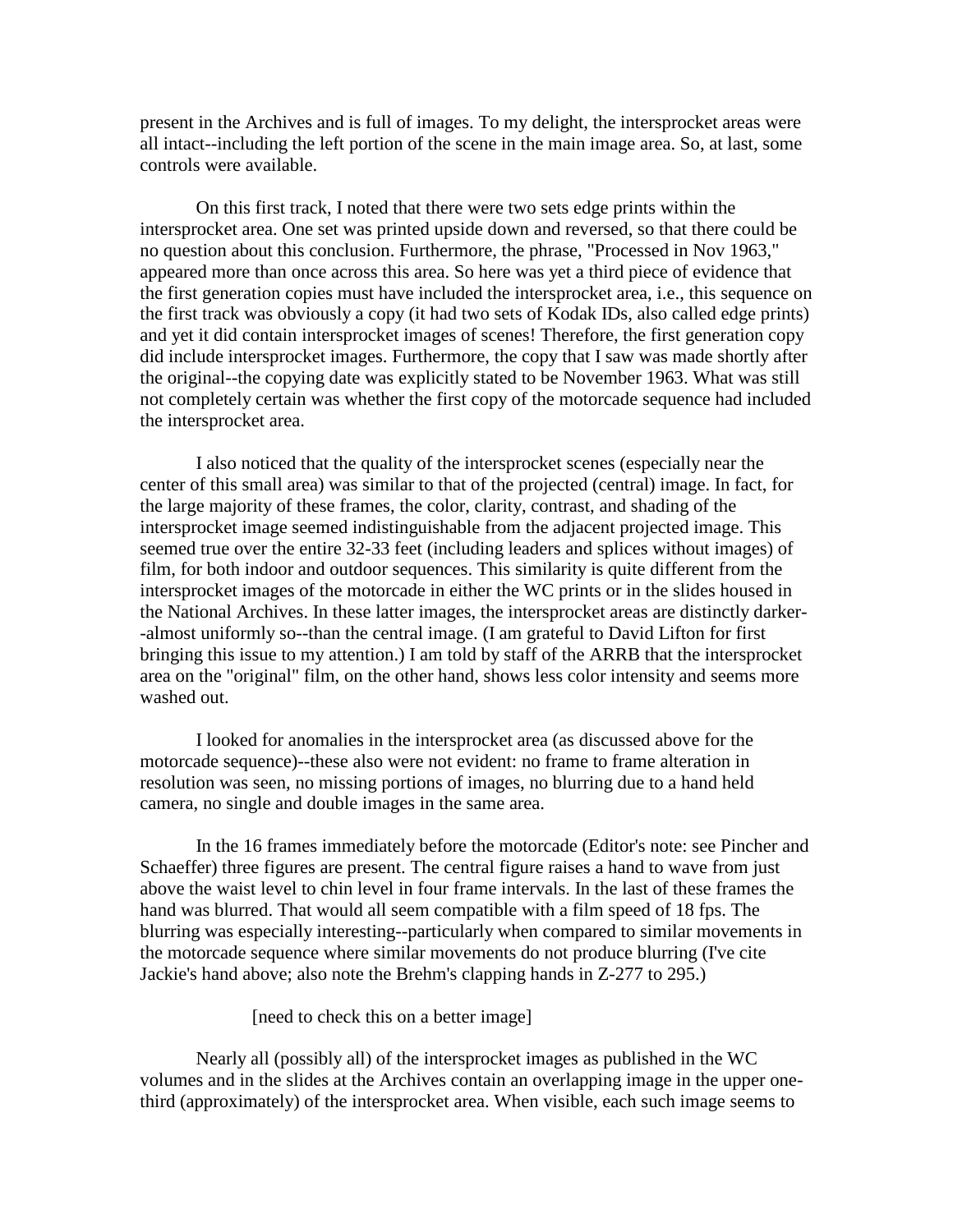present in the Archives and is full of images. To my delight, the intersprocket areas were all intact--including the left portion of the scene in the main image area. So, at last, some controls were available.

On this first track, I noted that there were two sets edge prints within the intersprocket area. One set was printed upside down and reversed, so that there could be no question about this conclusion. Furthermore, the phrase, "Processed in Nov 1963," appeared more than once across this area. So here was yet a third piece of evidence that the first generation copies must have included the intersprocket area, i.e., this sequence on the first track was obviously a copy (it had two sets of Kodak IDs, also called edge prints) and yet it did contain intersprocket images of scenes! Therefore, the first generation copy did include intersprocket images. Furthermore, the copy that I saw was made shortly after the original--the copying date was explicitly stated to be November 1963. What was still not completely certain was whether the first copy of the motorcade sequence had included the intersprocket area.

I also noticed that the quality of the intersprocket scenes (especially near the center of this small area) was similar to that of the projected (central) image. In fact, for the large majority of these frames, the color, clarity, contrast, and shading of the intersprocket image seemed indistinguishable from the adjacent projected image. This seemed true over the entire 32-33 feet (including leaders and splices without images) of film, for both indoor and outdoor sequences. This similarity is quite different from the intersprocket images of the motorcade in either the WC prints or in the slides housed in the National Archives. In these latter images, the intersprocket areas are distinctly darker--almost uniformly so--than the central image. (I am grateful to David Lifton for first bringing this issue to my attention.) I am told by staff of the ARRB that the intersprocket area on the "original" film, on the other hand, shows less color intensity and seems more washed out.

I looked for anomalies in the intersprocket area (as discussed above for the motorcade sequence)--these also were not evident: no frame to frame alteration in resolution was seen, no missing portions of images, no blurring due to a hand held camera, no single and double images in the same area.

In the 16 frames immediately before the motorcade (Editor's note: see Pincher and Schaeffer) three figures are present. The central figure raises a hand to wave from just above the waist level to chin level in four frame intervals. In the last of these frames the hand was blurred. That would all seem compatible with a film speed of 18 fps. The blurring was especially interesting--particularly when compared to similar movements in the motorcade sequence where similar movements do not produce blurring (I've cite Jackie's hand above; also note the Brehm's clapping hands in Z-277 to 295.)

[need to check this on a better image]

Nearly all (possibly all) of the intersprocket images as published in the WC volumes and in the slides at the Archives contain an overlapping image in the upper one-third (approximately) of the intersprocket area. When visible, each such image seems to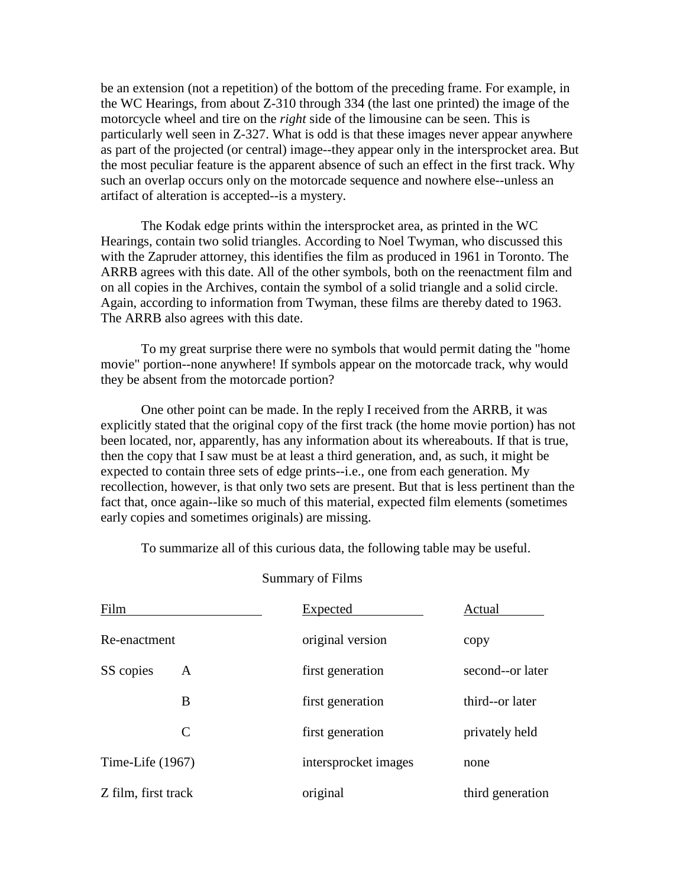be an extension (not a repetition) of the bottom of the preceding frame. For example, in the WC Hearings, from about Z-310 through 334 (the last one printed) the image of the motorcycle wheel and tire on the *right* side of the limousine can be seen. This is particularly well seen in Z-327. What is odd is that these images never appear anywhere as part of the projected (or central) image--they appear only in the intersprocket area. But the most peculiar feature is the apparent absence of such an effect in the first track. Why such an overlap occurs only on the motorcade sequence and nowhere else--unless an artifact of alteration is accepted--is a mystery.

The Kodak edge prints within the intersprocket area, as printed in the WC Hearings, contain two solid triangles. According to Noel Twyman, who discussed this with the Zapruder attorney, this identifies the film as produced in 1961 in Toronto. The ARRB agrees with this date. All of the other symbols, both on the reenactment film and on all copies in the Archives, contain the symbol of a solid triangle and a solid circle. Again, according to information from Twyman, these films are thereby dated to 1963. The ARRB also agrees with this date.

To my great surprise there were no symbols that would permit dating the "home movie" portion--none anywhere! If symbols appear on the motorcade track, why would they be absent from the motorcade portion?

One other point can be made. In the reply I received from the ARRB, it was explicitly stated that the original copy of the first track (the home movie portion) has not been located, nor, apparently, has any information about its whereabouts. If that is true, then the copy that I saw must be at least a third generation, and, as such, it might be expected to contain three sets of edge prints--i.e., one from each generation. My recollection, however, is that only two sets are present. But that is less pertinent than the fact that, once again--like so much of this material, expected film elements (sometimes early copies and sometimes originals) are missing.

To summarize all of this curious data, the following table may be useful.

Summary of Films

| Film | | Expected | Actual |
|---|---|---|---|
| Re-enactment | | original version | copy |
| SS copies | A | first generation | second--or later |
| | B | first generation | third--or later |
| | C | first generation | privately held |
| Time-Life (1967) | | intersprocket images | none |
| Z film, first track | | original | third generation |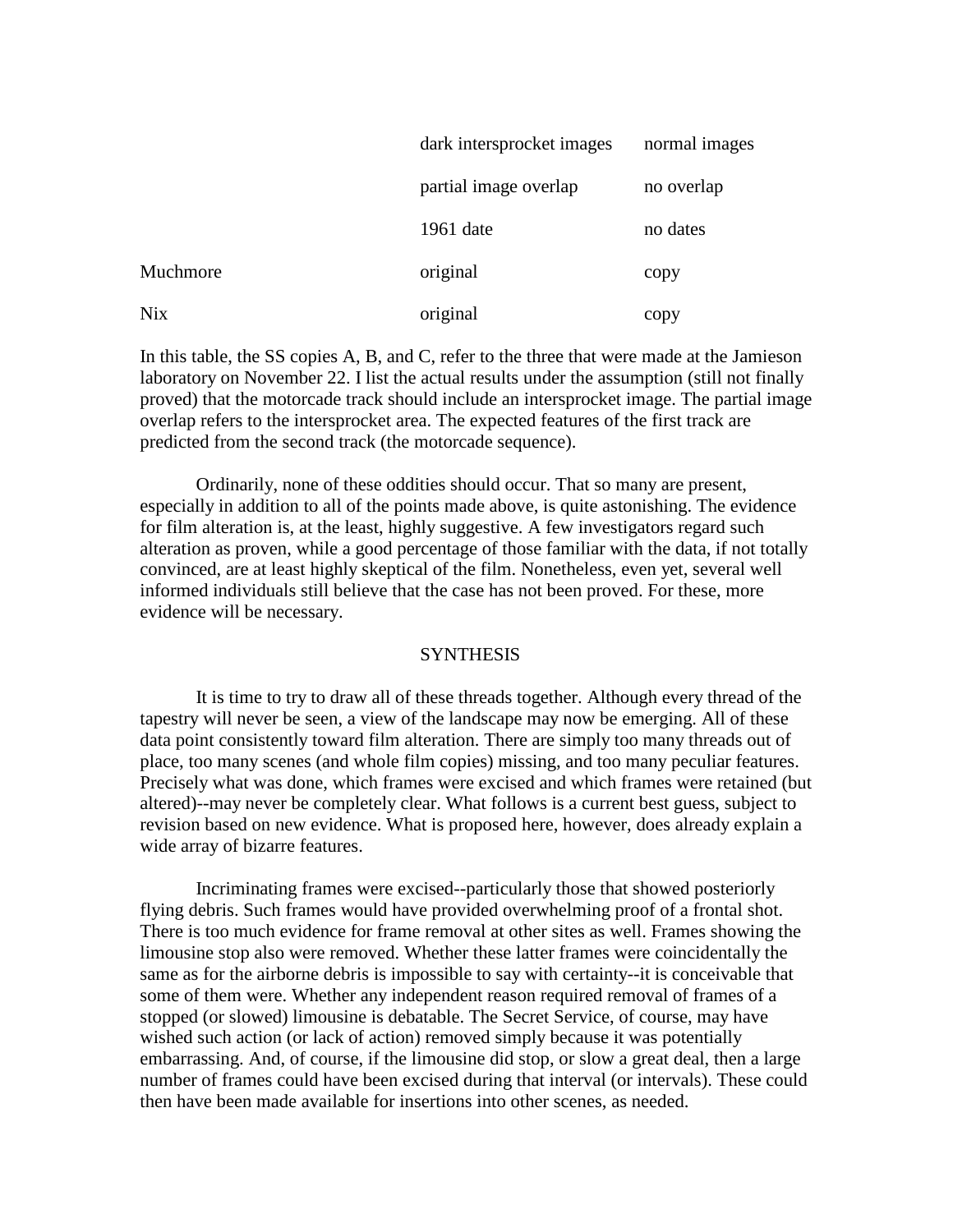| | | |
|---|---|---|
| | dark intersprocket images | normal images |
| | partial image overlap | no overlap |
| | 1961 date | no dates |
| Muchmore | original | copy |
| Nix | original | copy |

In this table, the SS copies A, B, and C, refer to the three that were made at the Jamieson laboratory on November 22. I list the actual results under the assumption (still not finally proved) that the motorcade track should include an intersprocket image. The partial image overlap refers to the intersprocket area. The expected features of the first track are predicted from the second track (the motorcade sequence).

Ordinarily, none of these oddities should occur. That so many are present, especially in addition to all of the points made above, is quite astonishing. The evidence for film alteration is, at the least, highly suggestive. A few investigators regard such alteration as proven, while a good percentage of those familiar with the data, if not totally convinced, are at least highly skeptical of the film. Nonetheless, even yet, several well informed individuals still believe that the case has not been proved. For these, more evidence will be necessary.

## SYNTHESIS

It is time to try to draw all of these threads together. Although every thread of the tapestry will never be seen, a view of the landscape may now be emerging. All of these data point consistently toward film alteration. There are simply too many threads out of place, too many scenes (and whole film copies) missing, and too many peculiar features. Precisely what was done, which frames were excised and which frames were retained (but altered)--may never be completely clear. What follows is a current best guess, subject to revision based on new evidence. What is proposed here, however, does already explain a wide array of bizarre features.

Incriminating frames were excised--particularly those that showed posteriorly flying debris. Such frames would have provided overwhelming proof of a frontal shot. There is too much evidence for frame removal at other sites as well. Frames showing the limousine stop also were removed. Whether these latter frames were coincidentally the same as for the airborne debris is impossible to say with certainty--it is conceivable that some of them were. Whether any independent reason required removal of frames of a stopped (or slowed) limousine is debatable. The Secret Service, of course, may have wished such action (or lack of action) removed simply because it was potentially embarrassing. And, of course, if the limousine did stop, or slow a great deal, then a large number of frames could have been excised during that interval (or intervals). These could then have been made available for insertions into other scenes, as needed.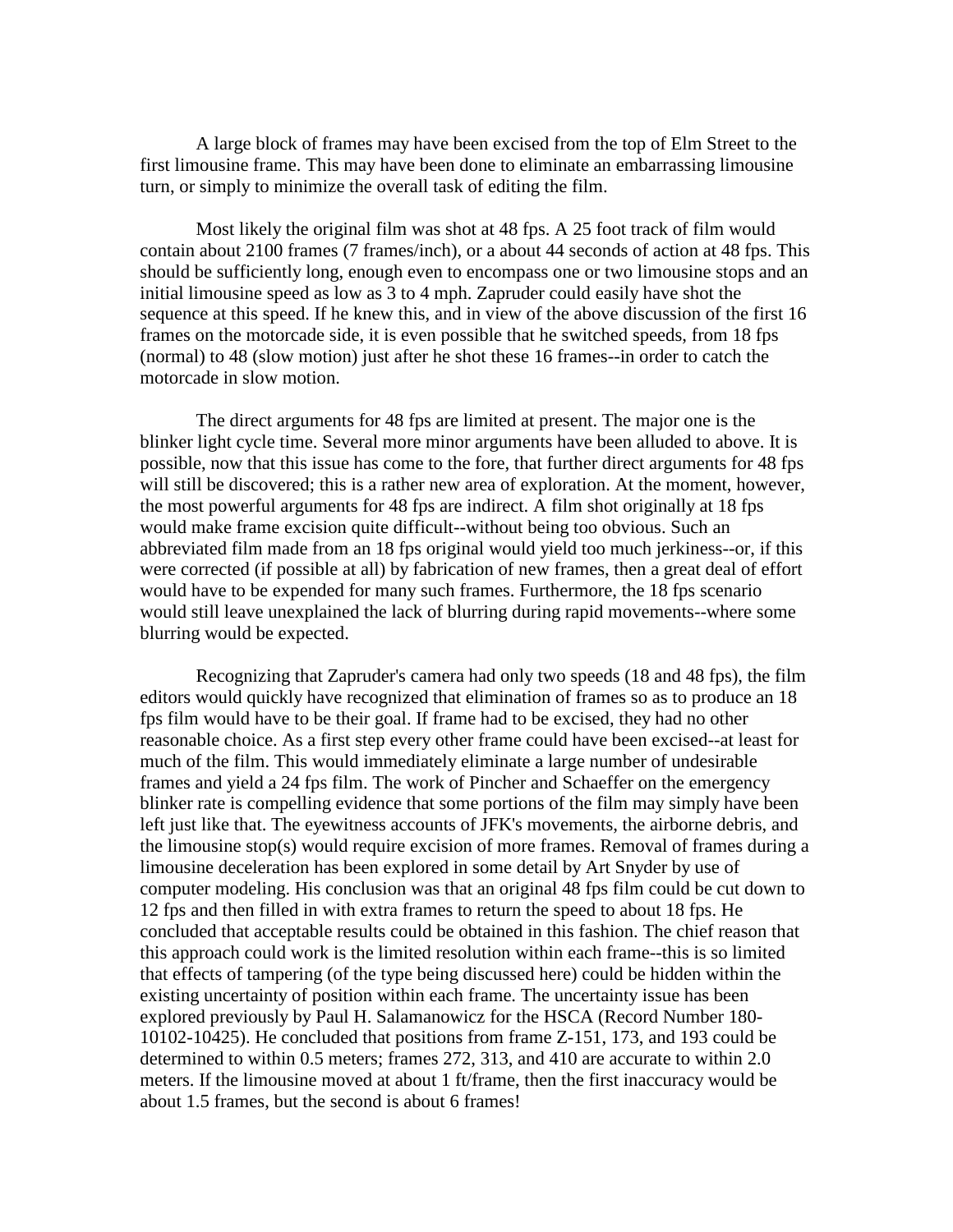A large block of frames may have been excised from the top of Elm Street to the first limousine frame. This may have been done to eliminate an embarrassing limousine turn, or simply to minimize the overall task of editing the film.

Most likely the original film was shot at 48 fps. A 25 foot track of film would contain about 2100 frames (7 frames/inch), or a about 44 seconds of action at 48 fps. This should be sufficiently long, enough even to encompass one or two limousine stops and an initial limousine speed as low as 3 to 4 mph. Zapruder could easily have shot the sequence at this speed. If he knew this, and in view of the above discussion of the first 16 frames on the motorcade side, it is even possible that he switched speeds, from 18 fps (normal) to 48 (slow motion) just after he shot these 16 frames--in order to catch the motorcade in slow motion.

The direct arguments for 48 fps are limited at present. The major one is the blinker light cycle time. Several more minor arguments have been alluded to above. It is possible, now that this issue has come to the fore, that further direct arguments for 48 fps will still be discovered; this is a rather new area of exploration. At the moment, however, the most powerful arguments for 48 fps are indirect. A film shot originally at 18 fps would make frame excision quite difficult--without being too obvious. Such an abbreviated film made from an 18 fps original would yield too much jerkiness--or, if this were corrected (if possible at all) by fabrication of new frames, then a great deal of effort would have to be expended for many such frames. Furthermore, the 18 fps scenario would still leave unexplained the lack of blurring during rapid movements--where some blurring would be expected.

Recognizing that Zapruder's camera had only two speeds (18 and 48 fps), the film editors would quickly have recognized that elimination of frames so as to produce an 18 fps film would have to be their goal. If frame had to be excised, they had no other reasonable choice. As a first step every other frame could have been excised--at least for much of the film. This would immediately eliminate a large number of undesirable frames and yield a 24 fps film. The work of Pincher and Schaeffer on the emergency blinker rate is compelling evidence that some portions of the film may simply have been left just like that. The eyewitness accounts of JFK's movements, the airborne debris, and the limousine stop(s) would require excision of more frames. Removal of frames during a limousine deceleration has been explored in some detail by Art Snyder by use of computer modeling. His conclusion was that an original 48 fps film could be cut down to 12 fps and then filled in with extra frames to return the speed to about 18 fps. He concluded that acceptable results could be obtained in this fashion. The chief reason that this approach could work is the limited resolution within each frame--this is so limited that effects of tampering (of the type being discussed here) could be hidden within the existing uncertainty of position within each frame. The uncertainty issue has been explored previously by Paul H. Salamanowicz for the HSCA (Record Number 180-10102-10425). He concluded that positions from frame Z-151, 173, and 193 could be determined to within 0.5 meters; frames 272, 313, and 410 are accurate to within 2.0 meters. If the limousine moved at about 1 ft/frame, then the first inaccuracy would be about 1.5 frames, but the second is about 6 frames!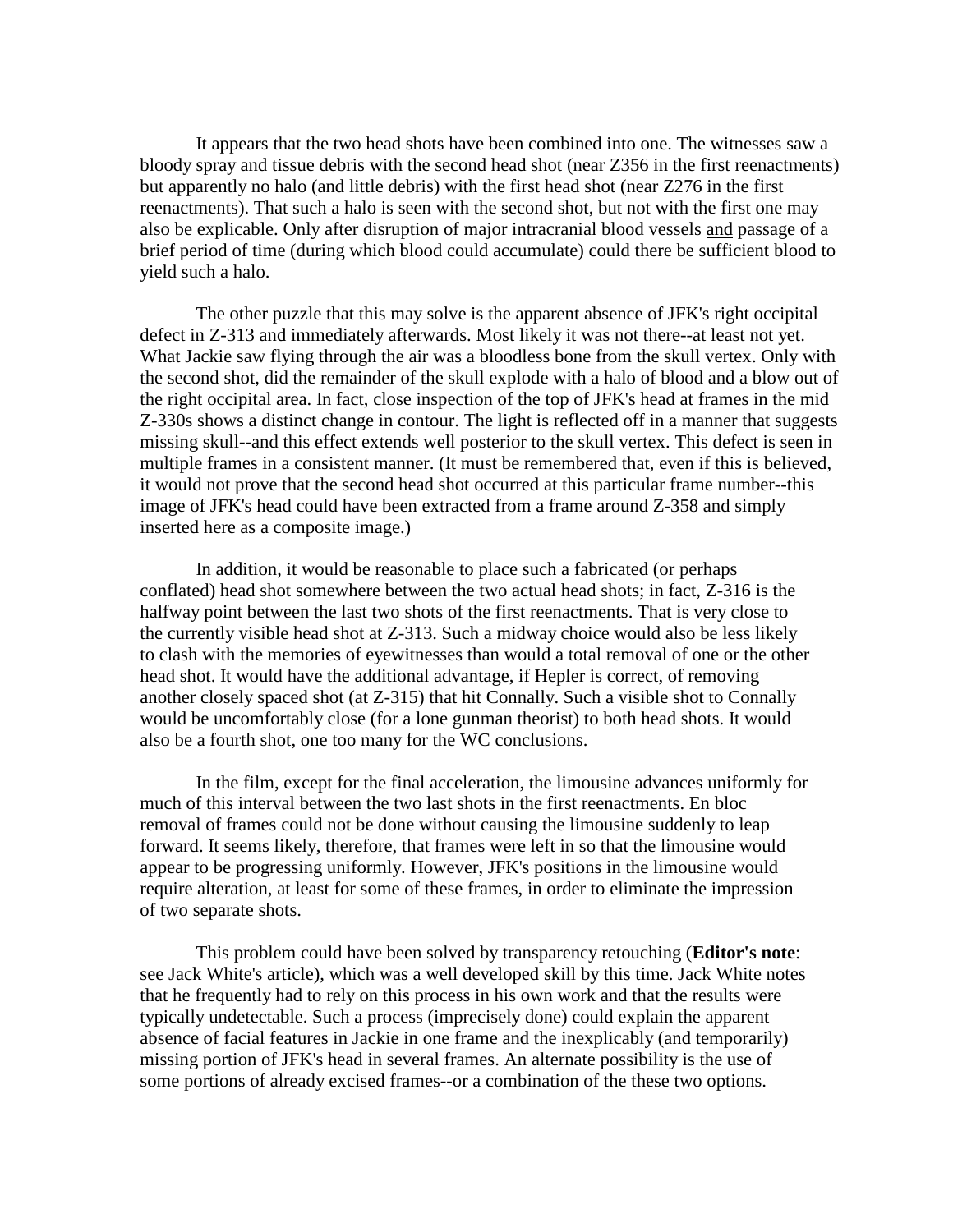It appears that the two head shots have been combined into one. The witnesses saw a bloody spray and tissue debris with the second head shot (near Z356 in the first reenactments) but apparently no halo (and little debris) with the first head shot (near Z276 in the first reenactments). That such a halo is seen with the second shot, but not with the first one may also be explicable. Only after disruption of major intracranial blood vessels <u>and</u> passage of a brief period of time (during which blood could accumulate) could there be sufficient blood to yield such a halo.

The other puzzle that this may solve is the apparent absence of JFK's right occipital defect in Z-313 and immediately afterwards. Most likely it was not there--at least not yet. What Jackie saw flying through the air was a bloodless bone from the skull vertex. Only with the second shot, did the remainder of the skull explode with a halo of blood and a blow out of the right occipital area. In fact, close inspection of the top of JFK's head at frames in the mid Z-330s shows a distinct change in contour. The light is reflected off in a manner that suggests missing skull--and this effect extends well posterior to the skull vertex. This defect is seen in multiple frames in a consistent manner. (It must be remembered that, even if this is believed, it would not prove that the second head shot occurred at this particular frame number--this image of JFK's head could have been extracted from a frame around Z-358 and simply inserted here as a composite image.)

In addition, it would be reasonable to place such a fabricated (or perhaps conflated) head shot somewhere between the two actual head shots; in fact, Z-316 is the halfway point between the last two shots of the first reenactments. That is very close to the currently visible head shot at Z-313. Such a midway choice would also be less likely to clash with the memories of eyewitnesses than would a total removal of one or the other head shot. It would have the additional advantage, if Hepler is correct, of removing another closely spaced shot (at Z-315) that hit Connally. Such a visible shot to Connally would be uncomfortably close (for a lone gunman theorist) to both head shots. It would also be a fourth shot, one too many for the WC conclusions.

In the film, except for the final acceleration, the limousine advances uniformly for much of this interval between the two last shots in the first reenactments. En bloc removal of frames could not be done without causing the limousine suddenly to leap forward. It seems likely, therefore, that frames were left in so that the limousine would appear to be progressing uniformly. However, JFK's positions in the limousine would require alteration, at least for some of these frames, in order to eliminate the impression of two separate shots.

This problem could have been solved by transparency retouching (**Editor's note**: see Jack White's article), which was a well developed skill by this time. Jack White notes that he frequently had to rely on this process in his own work and that the results were typically undetectable. Such a process (imprecisely done) could explain the apparent absence of facial features in Jackie in one frame and the inexplicably (and temporarily) missing portion of JFK's head in several frames. An alternate possibility is the use of some portions of already excised frames--or a combination of the these two options.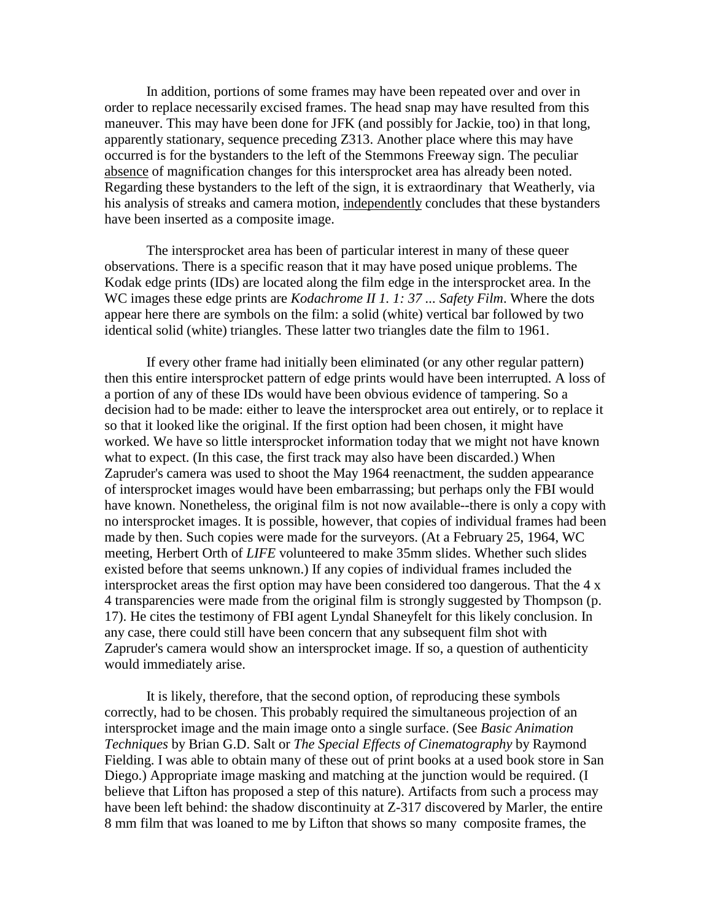In addition, portions of some frames may have been repeated over and over in order to replace necessarily excised frames. The head snap may have resulted from this maneuver. This may have been done for JFK (and possibly for Jackie, too) in that long, apparently stationary, sequence preceding Z313. Another place where this may have occurred is for the bystanders to the left of the Stemmons Freeway sign. The peculiar absence of magnification changes for this intersprocket area has already been noted. Regarding these bystanders to the left of the sign, it is extraordinary that Weatherly, via his analysis of streaks and camera motion, independently concludes that these bystanders have been inserted as a composite image.

The intersprocket area has been of particular interest in many of these queer observations. There is a specific reason that it may have posed unique problems. The Kodak edge prints (IDs) are located along the film edge in the intersprocket area. In the WC images these edge prints are *Kodachrome II 1. 1: 37 ... Safety Film*. Where the dots appear here there are symbols on the film: a solid (white) vertical bar followed by two identical solid (white) triangles. These latter two triangles date the film to 1961.

If every other frame had initially been eliminated (or any other regular pattern) then this entire intersprocket pattern of edge prints would have been interrupted. A loss of a portion of any of these IDs would have been obvious evidence of tampering. So a decision had to be made: either to leave the intersprocket area out entirely, or to replace it so that it looked like the original. If the first option had been chosen, it might have worked. We have so little intersprocket information today that we might not have known what to expect. (In this case, the first track may also have been discarded.) When Zapruder's camera was used to shoot the May 1964 reenactment, the sudden appearance of intersprocket images would have been embarrassing; but perhaps only the FBI would have known. Nonetheless, the original film is not now available--there is only a copy with no intersprocket images. It is possible, however, that copies of individual frames had been made by then. Such copies were made for the surveyors. (At a February 25, 1964, WC meeting, Herbert Orth of *LIFE* volunteered to make 35mm slides. Whether such slides existed before that seems unknown.) If any copies of individual frames included the intersprocket areas the first option may have been considered too dangerous. That the 4 x 4 transparencies were made from the original film is strongly suggested by Thompson (p. 17). He cites the testimony of FBI agent Lyndal Shaneyfelt for this likely conclusion. In any case, there could still have been concern that any subsequent film shot with Zapruder's camera would show an intersprocket image. If so, a question of authenticity would immediately arise.

It is likely, therefore, that the second option, of reproducing these symbols correctly, had to be chosen. This probably required the simultaneous projection of an intersprocket image and the main image onto a single surface. (See *Basic Animation Techniques* by Brian G.D. Salt or *The Special Effects of Cinematography* by Raymond Fielding. I was able to obtain many of these out of print books at a used book store in San Diego.) Appropriate image masking and matching at the junction would be required. (I believe that Lifton has proposed a step of this nature). Artifacts from such a process may have been left behind: the shadow discontinuity at Z-317 discovered by Marler, the entire 8 mm film that was loaned to me by Lifton that shows so many composite frames, the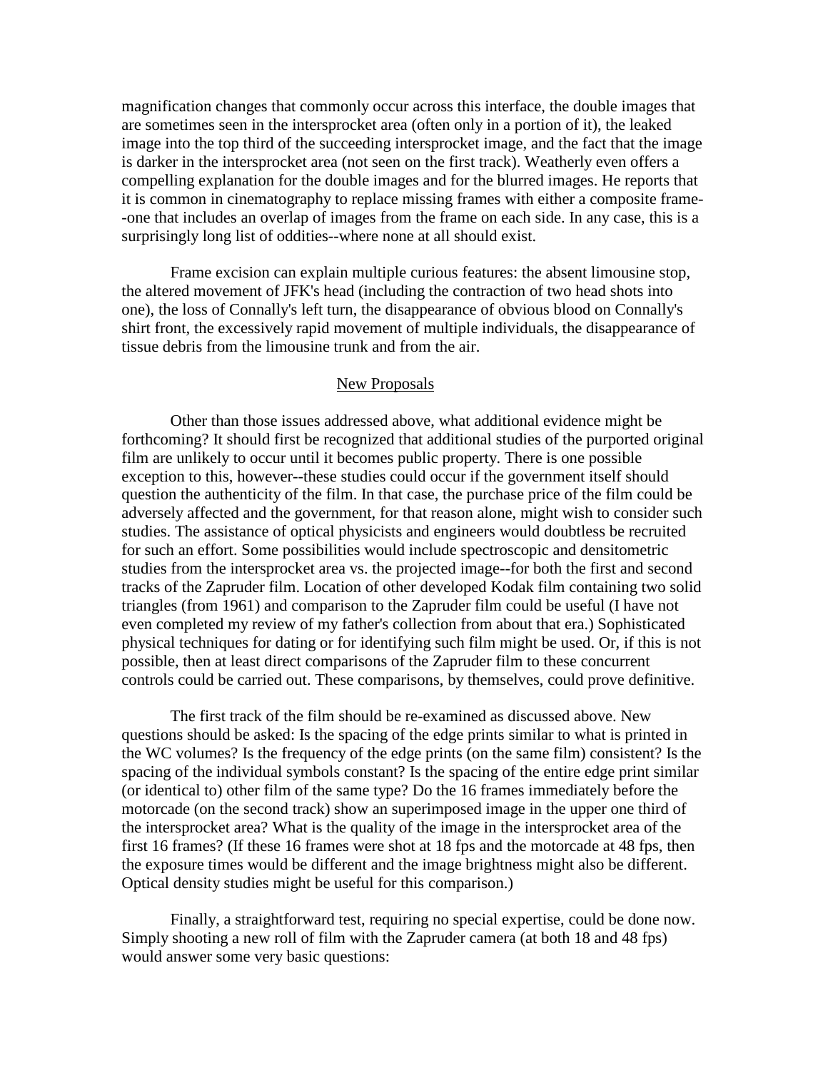magnification changes that commonly occur across this interface, the double images that are sometimes seen in the intersprocket area (often only in a portion of it), the leaked image into the top third of the succeeding intersprocket image, and the fact that the image is darker in the intersprocket area (not seen on the first track). Weatherly even offers a compelling explanation for the double images and for the blurred images. He reports that it is common in cinematography to replace missing frames with either a composite frame--one that includes an overlap of images from the frame on each side. In any case, this is a surprisingly long list of oddities--where none at all should exist.

Frame excision can explain multiple curious features: the absent limousine stop, the altered movement of JFK's head (including the contraction of two head shots into one), the loss of Connally's left turn, the disappearance of obvious blood on Connally's shirt front, the excessively rapid movement of multiple individuals, the disappearance of tissue debris from the limousine trunk and from the air.

## New Proposals

Other than those issues addressed above, what additional evidence might be forthcoming? It should first be recognized that additional studies of the purported original film are unlikely to occur until it becomes public property. There is one possible exception to this, however--these studies could occur if the government itself should question the authenticity of the film. In that case, the purchase price of the film could be adversely affected and the government, for that reason alone, might wish to consider such studies. The assistance of optical physicists and engineers would doubtless be recruited for such an effort. Some possibilities would include spectroscopic and densitometric studies from the intersprocket area vs. the projected image--for both the first and second tracks of the Zapruder film. Location of other developed Kodak film containing two solid triangles (from 1961) and comparison to the Zapruder film could be useful (I have not even completed my review of my father's collection from about that era.) Sophisticated physical techniques for dating or for identifying such film might be used. Or, if this is not possible, then at least direct comparisons of the Zapruder film to these concurrent controls could be carried out. These comparisons, by themselves, could prove definitive.

The first track of the film should be re-examined as discussed above. New questions should be asked: Is the spacing of the edge prints similar to what is printed in the WC volumes? Is the frequency of the edge prints (on the same film) consistent? Is the spacing of the individual symbols constant? Is the spacing of the entire edge print similar (or identical to) other film of the same type? Do the 16 frames immediately before the motorcade (on the second track) show an superimposed image in the upper one third of the intersprocket area? What is the quality of the image in the intersprocket area of the first 16 frames? (If these 16 frames were shot at 18 fps and the motorcade at 48 fps, then the exposure times would be different and the image brightness might also be different. Optical density studies might be useful for this comparison.)

Finally, a straightforward test, requiring no special expertise, could be done now. Simply shooting a new roll of film with the Zapruder camera (at both 18 and 48 fps) would answer some very basic questions: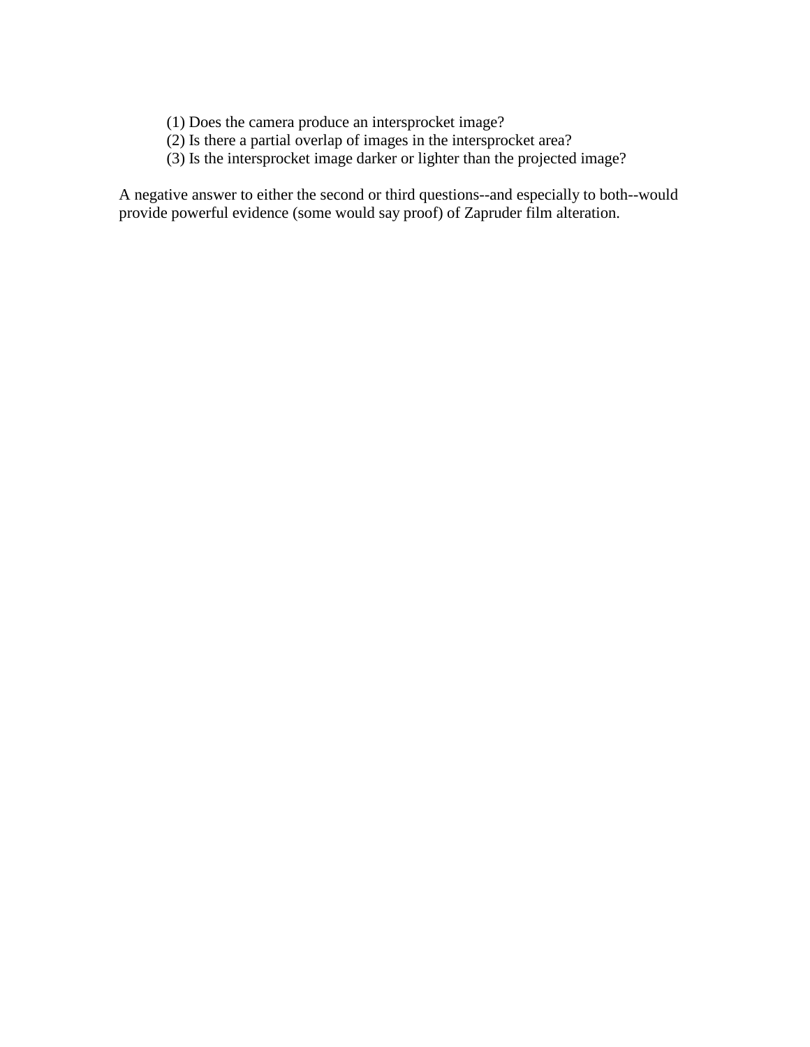(1) Does the camera produce an intersprocket image?
(2) Is there a partial overlap of images in the intersprocket area?
(3) Is the intersprocket image darker or lighter than the projected image?

A negative answer to either the second or third questions--and especially to both--would provide powerful evidence (some would say proof) of Zapruder film alteration.